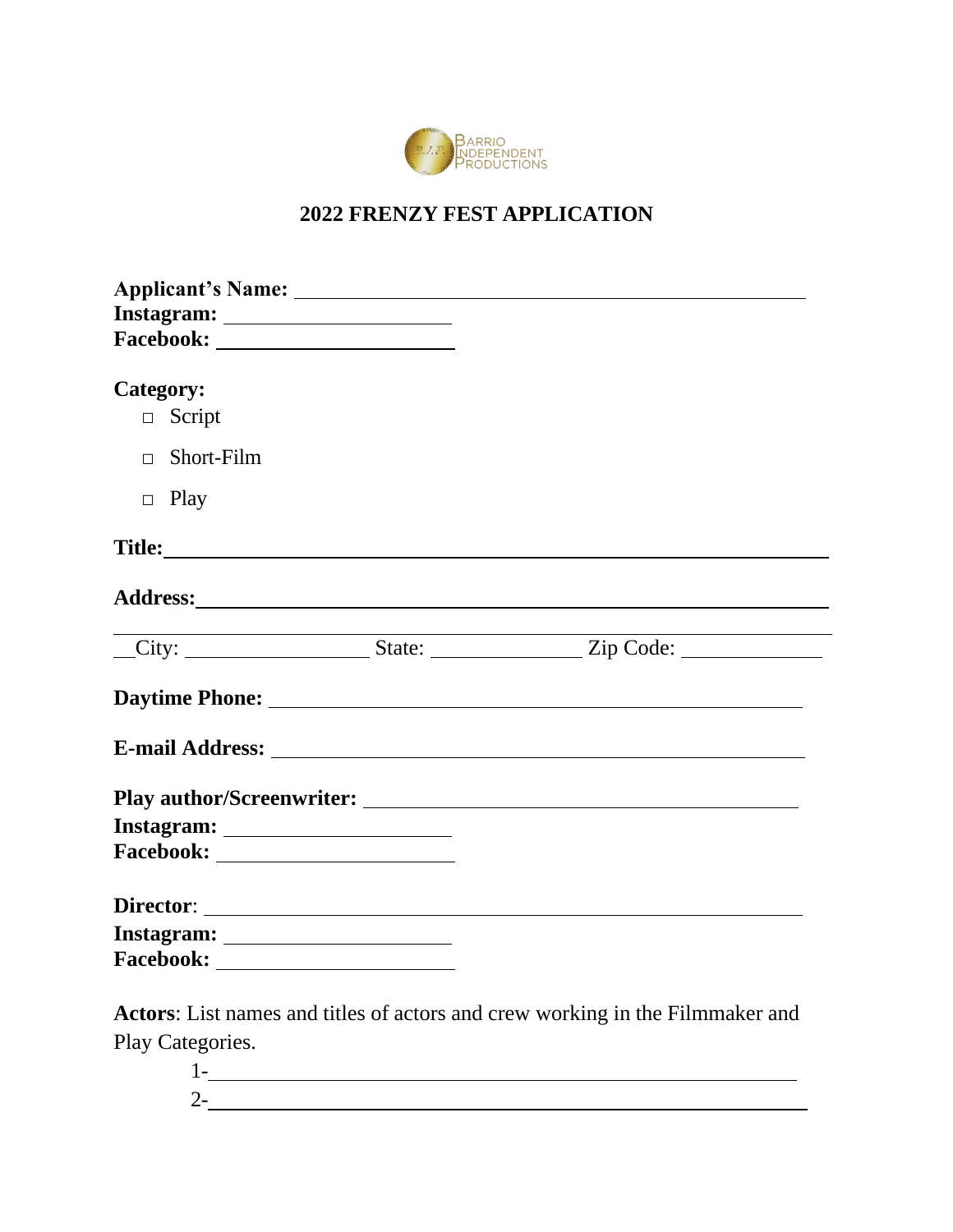Barrio Independent Productions

# 2022 FRENZY FEST APPLICATION

**Applicant's Name:** ____________________________________________
**Instagram:** ______________________
**Facebook:** ______________________

**Category:**

- ☐ Script
- ☐ Short-Film
- ☐ Play

**Title:** ____________________________________________________

**Address:** __________________________________________________

__City: ________________ State: ______________ Zip Code: ______________

**Daytime Phone:** ___________________________________________

**E-mail Address:** ___________________________________________

**Play author/Screenwriter:** __________________________________
**Instagram:** ______________________
**Facebook:** ______________________

**Director**: __________________________________________________
**Instagram:** ______________________
**Facebook:** ______________________

**Actors**: List names and titles of actors and crew working in the Filmmaker and Play Categories.

1-____________________________________________________
2-____________________________________________________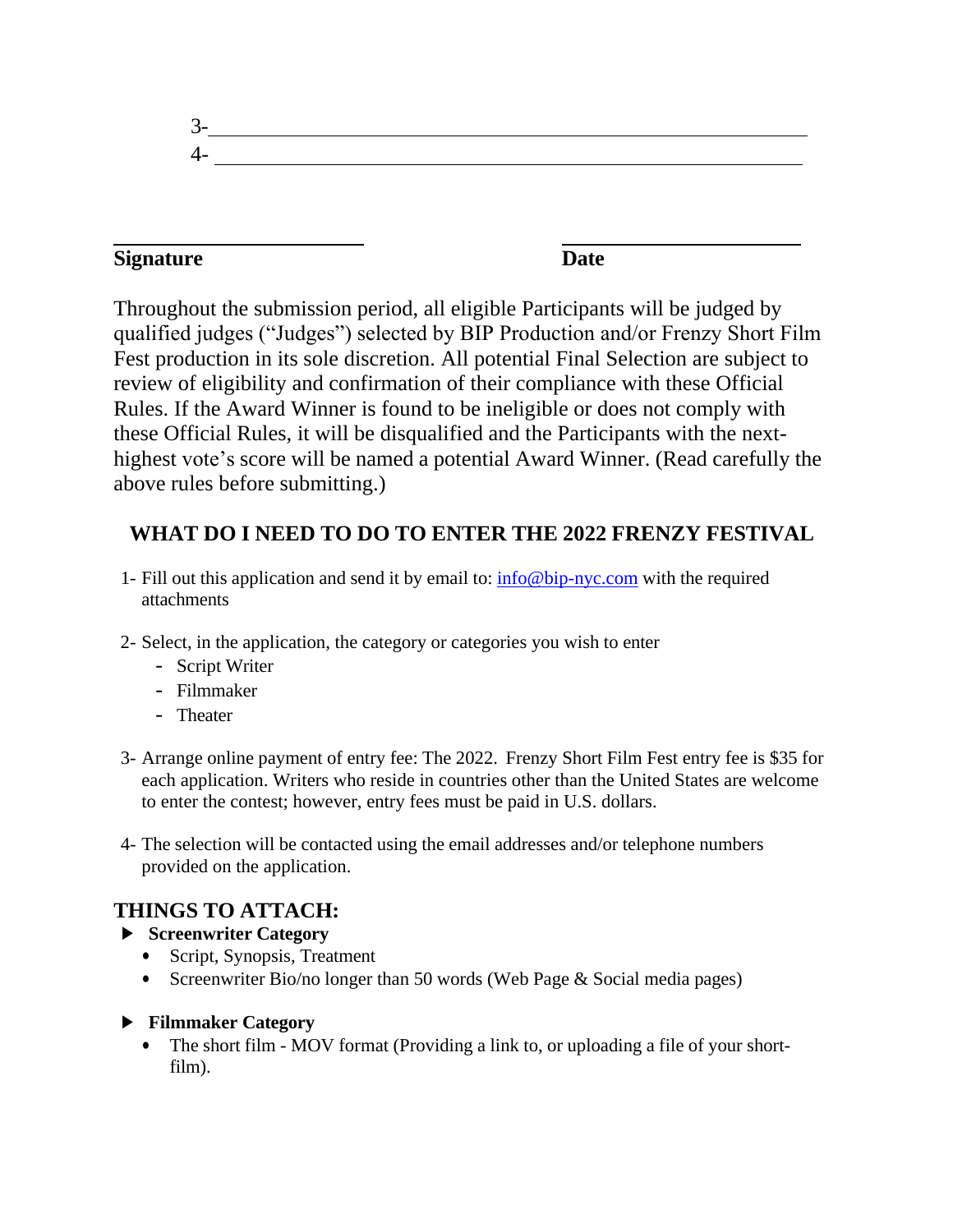3-\_\_\_\_\_\_\_\_\_\_\_\_\_\_\_\_\_\_\_\_\_\_\_\_\_\_\_\_\_\_\_\_\_\_\_\_\_\_\_\_\_\_\_\_\_\_\_\_

4- \_\_\_\_\_\_\_\_\_\_\_\_\_\_\_\_\_\_\_\_\_\_\_\_\_\_\_\_\_\_\_\_\_\_\_\_\_\_\_\_\_\_\_\_\_\_\_\_

| **Signature** | **Date** |
|---|---|
| \_\_\_\_\_\_\_\_\_\_\_\_\_\_\_\_\_\_\_\_ | \_\_\_\_\_\_\_\_\_\_\_\_\_\_\_\_\_\_\_\_ |

Throughout the submission period, all eligible Participants will be judged by qualified judges ("Judges") selected by BIP Production and/or Frenzy Short Film Fest production in its sole discretion. All potential Final Selection are subject to review of eligibility and confirmation of their compliance with these Official Rules. If the Award Winner is found to be ineligible or does not comply with these Official Rules, it will be disqualified and the Participants with the next-highest vote's score will be named a potential Award Winner. (Read carefully the above rules before submitting.)

## WHAT DO I NEED TO DO TO ENTER THE 2022 FRENZY FESTIVAL

1- Fill out this application and send it by email to: info@bip-nyc.com with the required attachments

2- Select, in the application, the category or categories you wish to enter
- Script Writer
- Filmmaker
- Theater

3- Arrange online payment of entry fee: The 2022. Frenzy Short Film Fest entry fee is $35 for each application. Writers who reside in countries other than the United States are welcome to enter the contest; however, entry fees must be paid in U.S. dollars.

4- The selection will be contacted using the email addresses and/or telephone numbers provided on the application.

## THINGS TO ATTACH:

- **Screenwriter Category**
  - Script, Synopsis, Treatment
  - Screenwriter Bio/no longer than 50 words (Web Page & Social media pages)
- **Filmmaker Category**
  - The short film - MOV format (Providing a link to, or uploading a file of your short-film).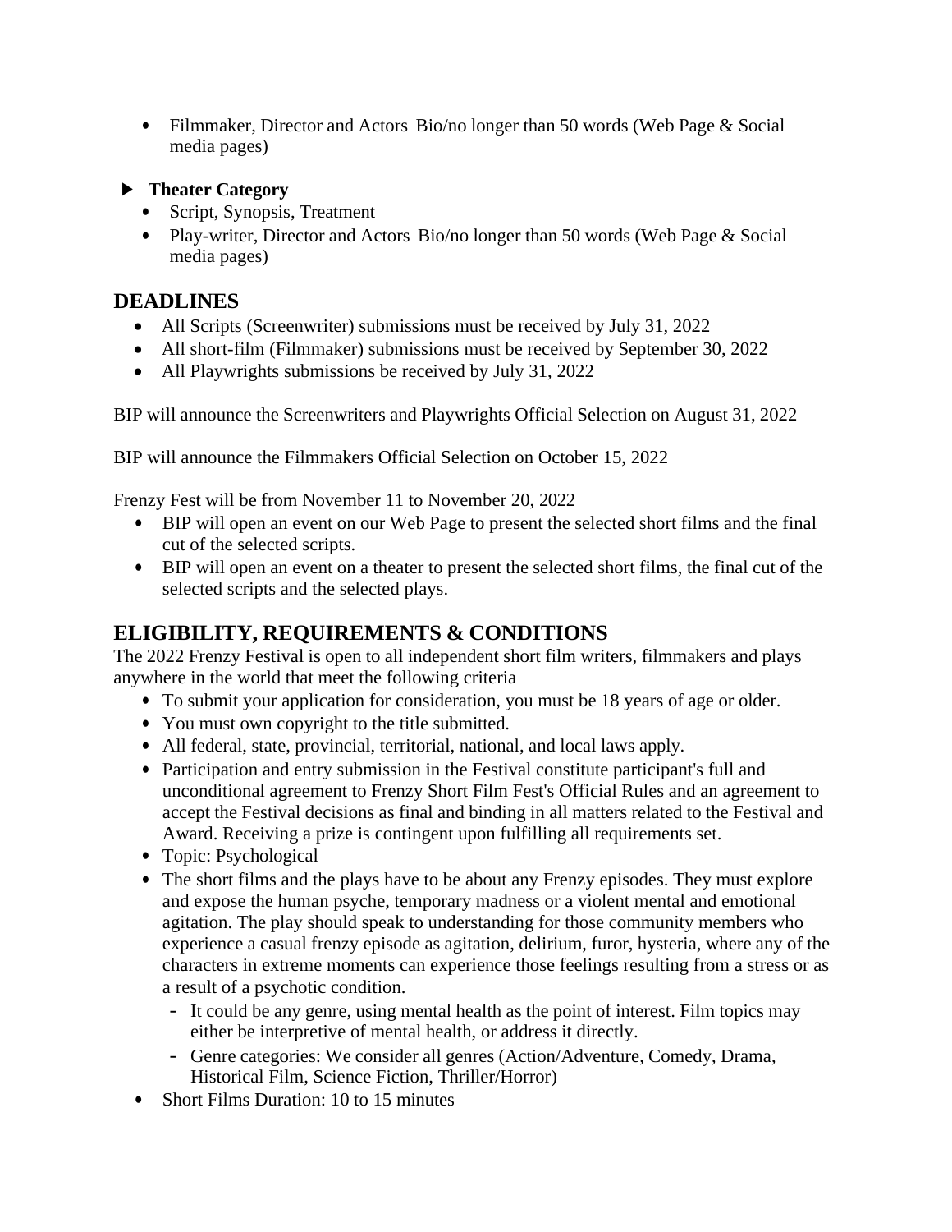- Filmmaker, Director and Actors Bio/no longer than 50 words (Web Page & Social media pages)

- **Theater Category**
  - Script, Synopsis, Treatment
  - Play-writer, Director and Actors Bio/no longer than 50 words (Web Page & Social media pages)

## DEADLINES

- All Scripts (Screenwriter) submissions must be received by July 31, 2022
- All short-film (Filmmaker) submissions must be received by September 30, 2022
- All Playwrights submissions be received by July 31, 2022

BIP will announce the Screenwriters and Playwrights Official Selection on August 31, 2022

BIP will announce the Filmmakers Official Selection on October 15, 2022

Frenzy Fest will be from November 11 to November 20, 2022

- BIP will open an event on our Web Page to present the selected short films and the final cut of the selected scripts.
- BIP will open an event on a theater to present the selected short films, the final cut of the selected scripts and the selected plays.

## ELIGIBILITY, REQUIREMENTS & CONDITIONS

The 2022 Frenzy Festival is open to all independent short film writers, filmmakers and plays anywhere in the world that meet the following criteria

- To submit your application for consideration, you must be 18 years of age or older.
- You must own copyright to the title submitted.
- All federal, state, provincial, territorial, national, and local laws apply.
- Participation and entry submission in the Festival constitute participant's full and unconditional agreement to Frenzy Short Film Fest's Official Rules and an agreement to accept the Festival decisions as final and binding in all matters related to the Festival and Award. Receiving a prize is contingent upon fulfilling all requirements set.
- Topic: Psychological
- The short films and the plays have to be about any Frenzy episodes. They must explore and expose the human psyche, temporary madness or a violent mental and emotional agitation. The play should speak to understanding for those community members who experience a casual frenzy episode as agitation, delirium, furor, hysteria, where any of the characters in extreme moments can experience those feelings resulting from a stress or as a result of a psychotic condition.
  - It could be any genre, using mental health as the point of interest. Film topics may either be interpretive of mental health, or address it directly.
  - Genre categories: We consider all genres (Action/Adventure, Comedy, Drama, Historical Film, Science Fiction, Thriller/Horror)
- Short Films Duration: 10 to 15 minutes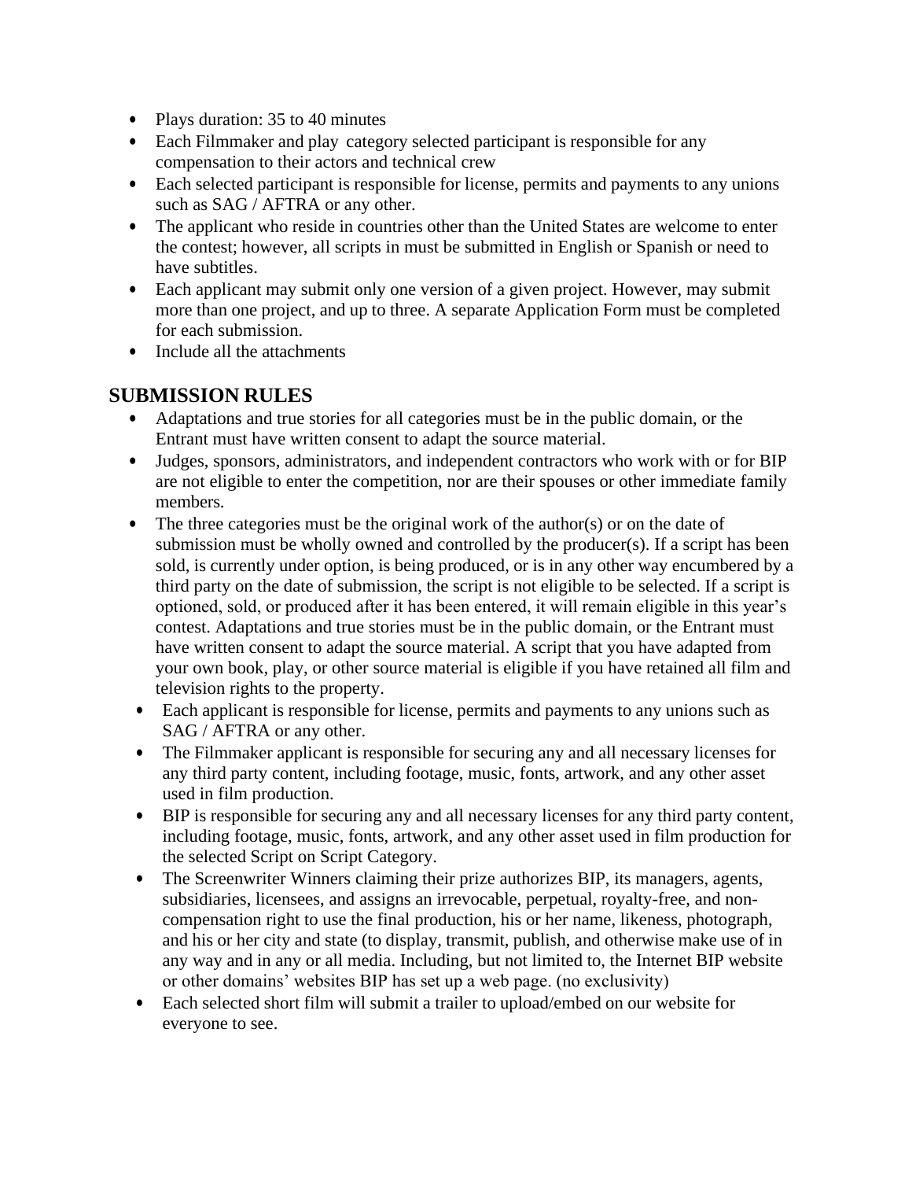- Plays duration: 35 to 40 minutes
- Each Filmmaker and play  category selected participant is responsible for any compensation to their actors and technical crew
- Each selected participant is responsible for license, permits and payments to any unions such as SAG / AFTRA or any other.
- The applicant who reside in countries other than the United States are welcome to enter the contest; however, all scripts in must be submitted in English or Spanish or need to have subtitles.
- Each applicant may submit only one version of a given project. However, may submit more than one project, and up to three. A separate Application Form must be completed for each submission.
- Include all the attachments

## SUBMISSION RULES

- Adaptations and true stories for all categories must be in the public domain, or the Entrant must have written consent to adapt the source material.
- Judges, sponsors, administrators, and independent contractors who work with or for BIP are not eligible to enter the competition, nor are their spouses or other immediate family members.
- The three categories must be the original work of the author(s) or on the date of submission must be wholly owned and controlled by the producer(s). If a script has been sold, is currently under option, is being produced, or is in any other way encumbered by a third party on the date of submission, the script is not eligible to be selected. If a script is optioned, sold, or produced after it has been entered, it will remain eligible in this year's contest. Adaptations and true stories must be in the public domain, or the Entrant must have written consent to adapt the source material. A script that you have adapted from your own book, play, or other source material is eligible if you have retained all film and television rights to the property.
- Each applicant is responsible for license, permits and payments to any unions such as SAG / AFTRA or any other.
- The Filmmaker applicant is responsible for securing any and all necessary licenses for any third party content, including footage, music, fonts, artwork, and any other asset used in film production.
- BIP is responsible for securing any and all necessary licenses for any third party content, including footage, music, fonts, artwork, and any other asset used in film production for the selected Script on Script Category.
- The Screenwriter Winners claiming their prize authorizes BIP, its managers, agents, subsidiaries, licensees, and assigns an irrevocable, perpetual, royalty-free, and non-compensation right to use the final production, his or her name, likeness, photograph, and his or her city and state (to display, transmit, publish, and otherwise make use of in any way and in any or all media. Including, but not limited to, the Internet BIP website or other domains' websites BIP has set up a web page. (no exclusivity)
- Each selected short film will submit a trailer to upload/embed on our website for everyone to see.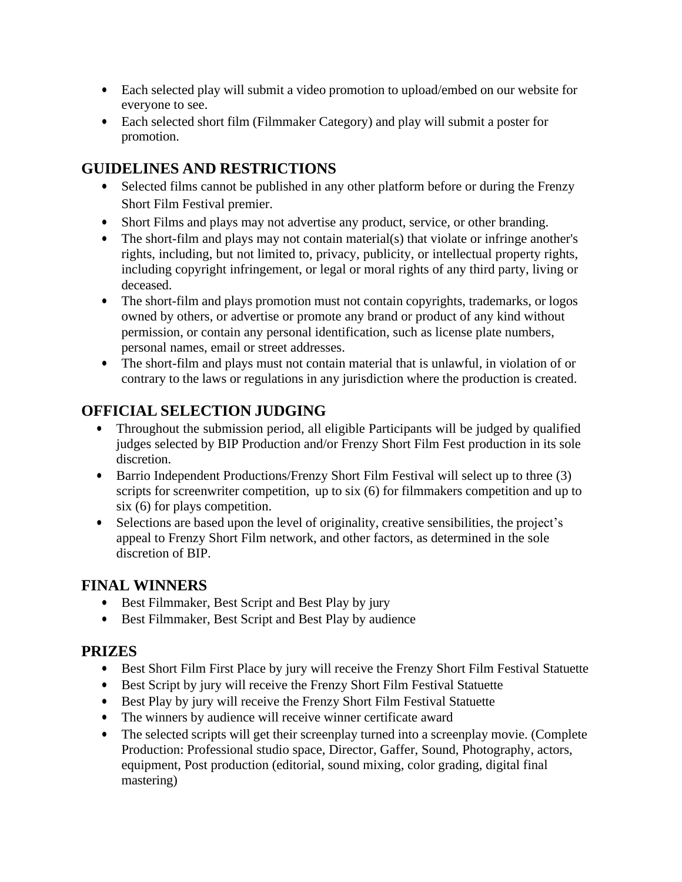- Each selected play will submit a video promotion to upload/embed on our website for everyone to see.
- Each selected short film (Filmmaker Category) and play will submit a poster for promotion.

## GUIDELINES AND RESTRICTIONS

- Selected films cannot be published in any other platform before or during the Frenzy Short Film Festival premier.
- Short Films and plays may not advertise any product, service, or other branding.
- The short-film and plays may not contain material(s) that violate or infringe another's rights, including, but not limited to, privacy, publicity, or intellectual property rights, including copyright infringement, or legal or moral rights of any third party, living or deceased.
- The short-film and plays promotion must not contain copyrights, trademarks, or logos owned by others, or advertise or promote any brand or product of any kind without permission, or contain any personal identification, such as license plate numbers, personal names, email or street addresses.
- The short-film and plays must not contain material that is unlawful, in violation of or contrary to the laws or regulations in any jurisdiction where the production is created.

## OFFICIAL SELECTION JUDGING

- Throughout the submission period, all eligible Participants will be judged by qualified judges selected by BIP Production and/or Frenzy Short Film Fest production in its sole discretion.
- Barrio Independent Productions/Frenzy Short Film Festival will select up to three (3) scripts for screenwriter competition, up to six (6) for filmmakers competition and up to six (6) for plays competition.
- Selections are based upon the level of originality, creative sensibilities, the project's appeal to Frenzy Short Film network, and other factors, as determined in the sole discretion of BIP.

## FINAL WINNERS

- Best Filmmaker, Best Script and Best Play by jury
- Best Filmmaker, Best Script and Best Play by audience

## PRIZES

- Best Short Film First Place by jury will receive the Frenzy Short Film Festival Statuette
- Best Script by jury will receive the Frenzy Short Film Festival Statuette
- Best Play by jury will receive the Frenzy Short Film Festival Statuette
- The winners by audience will receive winner certificate award
- The selected scripts will get their screenplay turned into a screenplay movie. (Complete Production: Professional studio space, Director, Gaffer, Sound, Photography, actors, equipment, Post production (editorial, sound mixing, color grading, digital final mastering)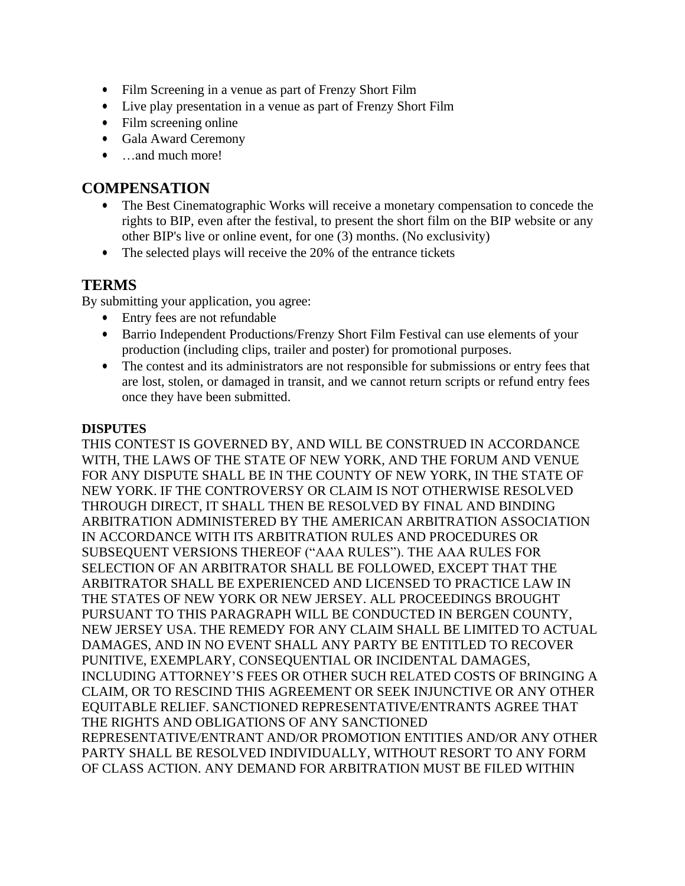- Film Screening in a venue as part of Frenzy Short Film
- Live play presentation in a venue as part of Frenzy Short Film
- Film screening online
- Gala Award Ceremony
- …and much more!

## COMPENSATION

- The Best Cinematographic Works will receive a monetary compensation to concede the rights to BIP, even after the festival, to present the short film on the BIP website or any other BIP's live or online event, for one (3) months. (No exclusivity)
- The selected plays will receive the 20% of the entrance tickets

## TERMS

By submitting your application, you agree:

- Entry fees are not refundable
- Barrio Independent Productions/Frenzy Short Film Festival can use elements of your production (including clips, trailer and poster) for promotional purposes.
- The contest and its administrators are not responsible for submissions or entry fees that are lost, stolen, or damaged in transit, and we cannot return scripts or refund entry fees once they have been submitted.

**DISPUTES**

THIS CONTEST IS GOVERNED BY, AND WILL BE CONSTRUED IN ACCORDANCE WITH, THE LAWS OF THE STATE OF NEW YORK, AND THE FORUM AND VENUE FOR ANY DISPUTE SHALL BE IN THE COUNTY OF NEW YORK, IN THE STATE OF NEW YORK. IF THE CONTROVERSY OR CLAIM IS NOT OTHERWISE RESOLVED THROUGH DIRECT, IT SHALL THEN BE RESOLVED BY FINAL AND BINDING ARBITRATION ADMINISTERED BY THE AMERICAN ARBITRATION ASSOCIATION IN ACCORDANCE WITH ITS ARBITRATION RULES AND PROCEDURES OR SUBSEQUENT VERSIONS THEREOF ("AAA RULES"). THE AAA RULES FOR SELECTION OF AN ARBITRATOR SHALL BE FOLLOWED, EXCEPT THAT THE ARBITRATOR SHALL BE EXPERIENCED AND LICENSED TO PRACTICE LAW IN THE STATES OF NEW YORK OR NEW JERSEY. ALL PROCEEDINGS BROUGHT PURSUANT TO THIS PARAGRAPH WILL BE CONDUCTED IN BERGEN COUNTY, NEW JERSEY USA. THE REMEDY FOR ANY CLAIM SHALL BE LIMITED TO ACTUAL DAMAGES, AND IN NO EVENT SHALL ANY PARTY BE ENTITLED TO RECOVER PUNITIVE, EXEMPLARY, CONSEQUENTIAL OR INCIDENTAL DAMAGES, INCLUDING ATTORNEY'S FEES OR OTHER SUCH RELATED COSTS OF BRINGING A CLAIM, OR TO RESCIND THIS AGREEMENT OR SEEK INJUNCTIVE OR ANY OTHER EQUITABLE RELIEF. SANCTIONED REPRESENTATIVE/ENTRANTS AGREE THAT THE RIGHTS AND OBLIGATIONS OF ANY SANCTIONED REPRESENTATIVE/ENTRANT AND/OR PROMOTION ENTITIES AND/OR ANY OTHER PARTY SHALL BE RESOLVED INDIVIDUALLY, WITHOUT RESORT TO ANY FORM OF CLASS ACTION. ANY DEMAND FOR ARBITRATION MUST BE FILED WITHIN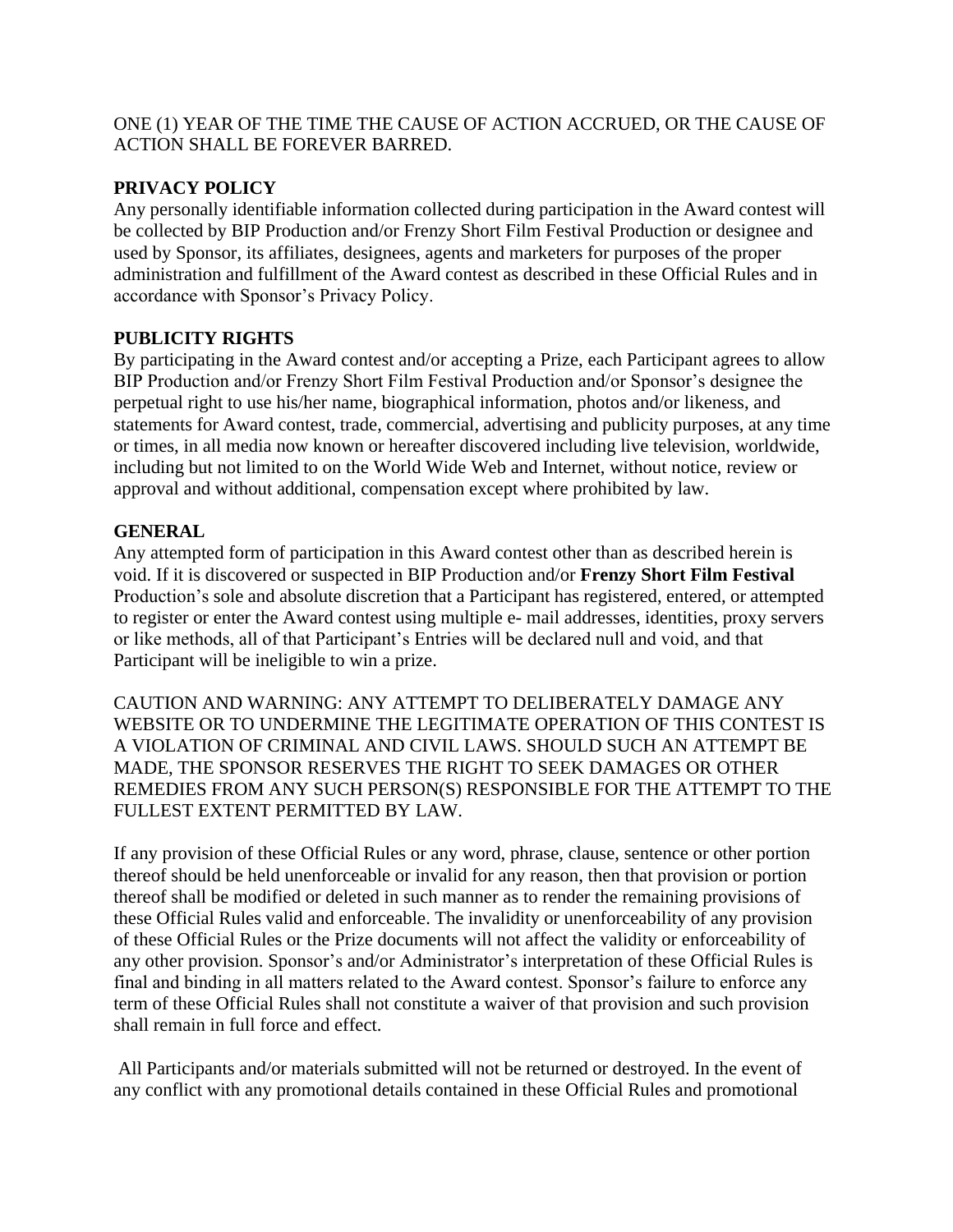ONE (1) YEAR OF THE TIME THE CAUSE OF ACTION ACCRUED, OR THE CAUSE OF ACTION SHALL BE FOREVER BARRED.

**PRIVACY POLICY**

Any personally identifiable information collected during participation in the Award contest will be collected by BIP Production and/or Frenzy Short Film Festival Production or designee and used by Sponsor, its affiliates, designees, agents and marketers for purposes of the proper administration and fulfillment of the Award contest as described in these Official Rules and in accordance with Sponsor's Privacy Policy.

**PUBLICITY RIGHTS**

By participating in the Award contest and/or accepting a Prize, each Participant agrees to allow BIP Production and/or Frenzy Short Film Festival Production and/or Sponsor's designee the perpetual right to use his/her name, biographical information, photos and/or likeness, and statements for Award contest, trade, commercial, advertising and publicity purposes, at any time or times, in all media now known or hereafter discovered including live television, worldwide, including but not limited to on the World Wide Web and Internet, without notice, review or approval and without additional, compensation except where prohibited by law.

**GENERAL**

Any attempted form of participation in this Award contest other than as described herein is void. If it is discovered or suspected in BIP Production and/or **Frenzy Short Film Festival** Production's sole and absolute discretion that a Participant has registered, entered, or attempted to register or enter the Award contest using multiple e- mail addresses, identities, proxy servers or like methods, all of that Participant's Entries will be declared null and void, and that Participant will be ineligible to win a prize.

CAUTION AND WARNING: ANY ATTEMPT TO DELIBERATELY DAMAGE ANY WEBSITE OR TO UNDERMINE THE LEGITIMATE OPERATION OF THIS CONTEST IS A VIOLATION OF CRIMINAL AND CIVIL LAWS. SHOULD SUCH AN ATTEMPT BE MADE, THE SPONSOR RESERVES THE RIGHT TO SEEK DAMAGES OR OTHER REMEDIES FROM ANY SUCH PERSON(S) RESPONSIBLE FOR THE ATTEMPT TO THE FULLEST EXTENT PERMITTED BY LAW.

If any provision of these Official Rules or any word, phrase, clause, sentence or other portion thereof should be held unenforceable or invalid for any reason, then that provision or portion thereof shall be modified or deleted in such manner as to render the remaining provisions of these Official Rules valid and enforceable. The invalidity or unenforceability of any provision of these Official Rules or the Prize documents will not affect the validity or enforceability of any other provision. Sponsor's and/or Administrator's interpretation of these Official Rules is final and binding in all matters related to the Award contest. Sponsor's failure to enforce any term of these Official Rules shall not constitute a waiver of that provision and such provision shall remain in full force and effect.

All Participants and/or materials submitted will not be returned or destroyed. In the event of any conflict with any promotional details contained in these Official Rules and promotional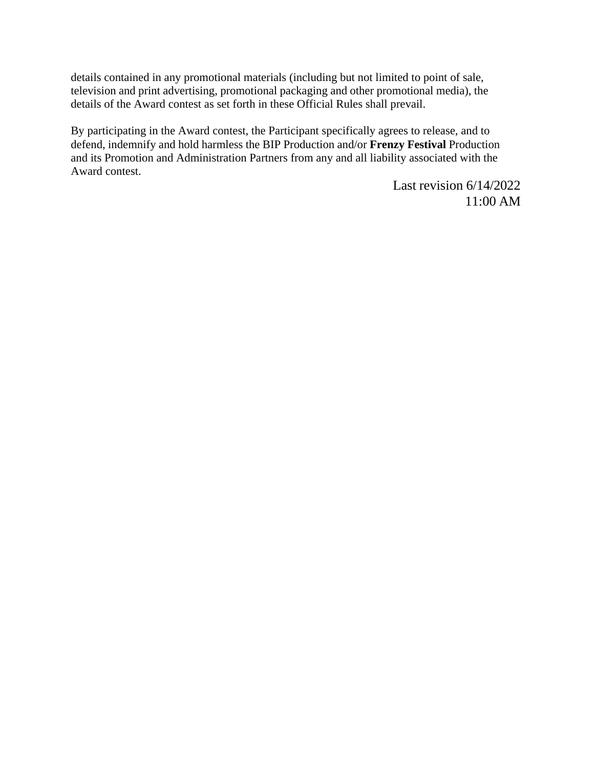details contained in any promotional materials (including but not limited to point of sale, television and print advertising, promotional packaging and other promotional media), the details of the Award contest as set forth in these Official Rules shall prevail.

By participating in the Award contest, the Participant specifically agrees to release, and to defend, indemnify and hold harmless the BIP Production and/or **Frenzy Festival** Production and its Promotion and Administration Partners from any and all liability associated with the Award contest.

Last revision 6/14/2022
11:00 AM